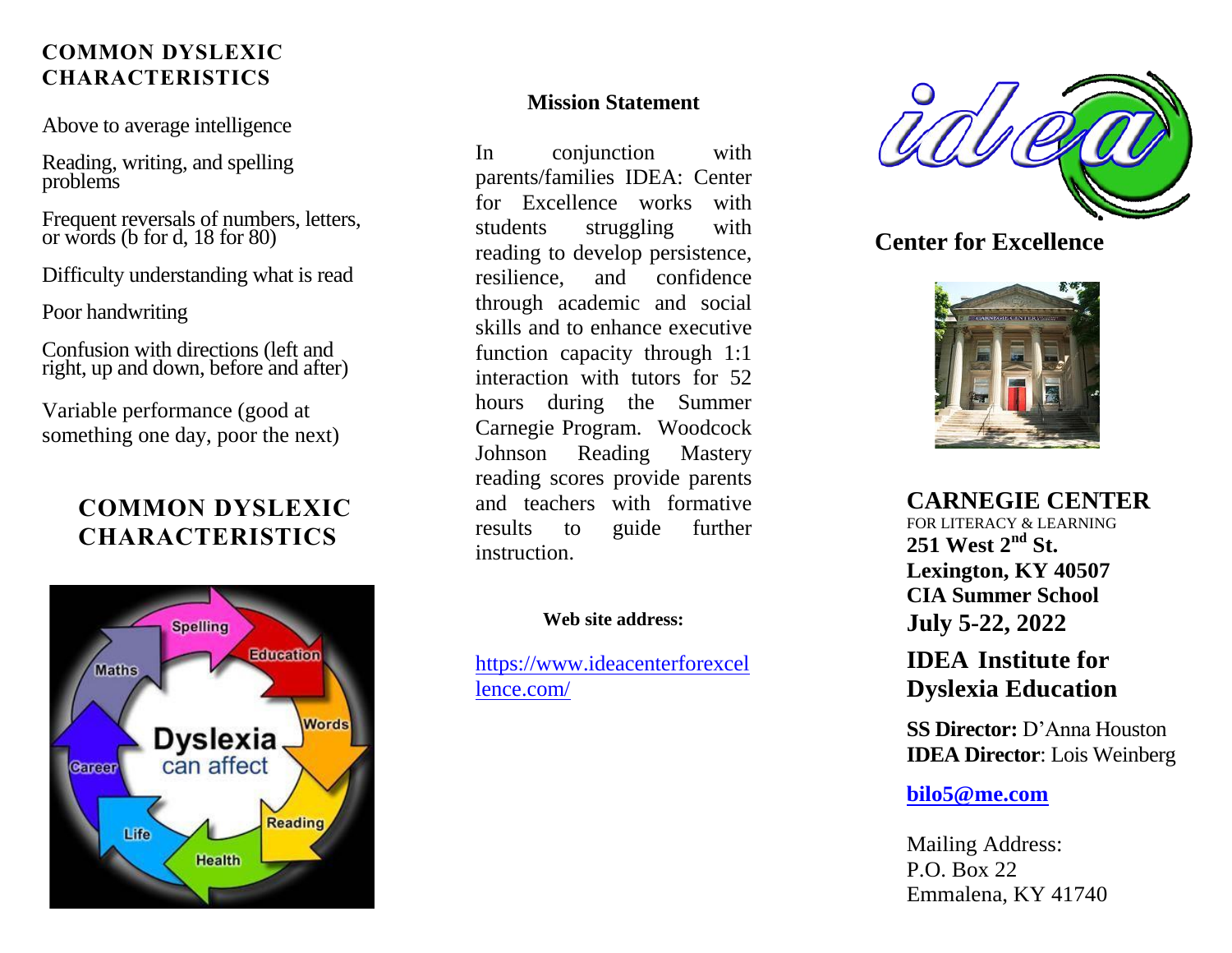## COMMON DYSLEXIC CHARACTERISTICS

Above to average intelligence

Reading, writing, and spelling problems

Frequent reversals of numbers, letters, or words (b for d, 18 for 80)

Difficulty understanding what is read

Poor handwriting

Confusion with directions (left and right, up and down, before and after)

Variable performance (good at something one day, poor the next)

## COMMON DYSLEXIC CHARACTERISTICS

### Mission Statement

In conjunction with parents/families IDEA: Center for Excellence works with students struggling with reading to develop persistence, resilience, and confidence through academic and social skills and to enhance executive function capacity through 1:1 interaction with tutors for 52 hours during the Summer Carnegie Program. Woodcock Johnson Reading Mastery reading scores provide parents and teachers with formative results to guide further instruction.

**Web site address:**

https://www.ideacenterforexcellence.com/

**Center for Excellence**

**CARNEGIE CENTER**
FOR LITERACY & LEARNING
**251 West 2nd St.**
**Lexington, KY 40507**
**CIA Summer School**
**July 5-22, 2022**

**IDEA Institute for Dyslexia Education**

**SS Director:** D'Anna Houston
**IDEA Director**: Lois Weinberg

**bilo5@me.com**

Mailing Address:
P.O. Box 22
Emmalena, KY 41740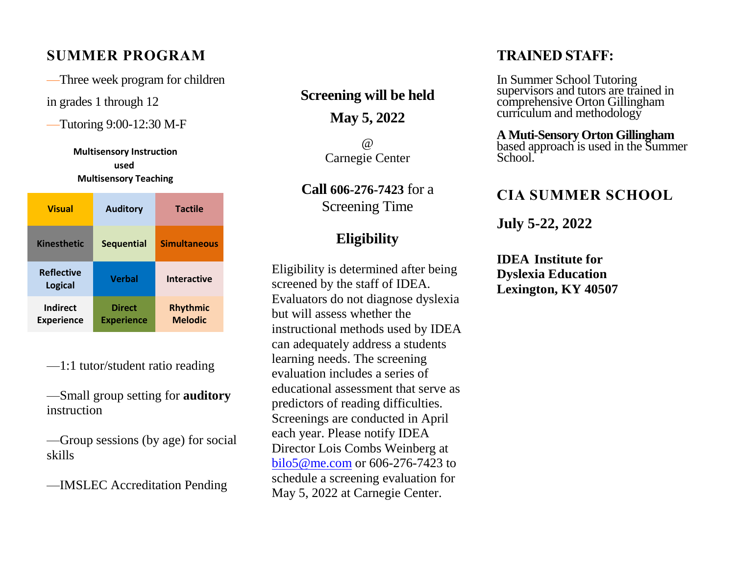## SUMMER PROGRAM

—Three week program for children in grades 1 through 12

—Tutoring 9:00-12:30 M-F

**Multisensory Instruction used Multisensory Teaching**

| | | |
|---|---|---|
| Visual | Auditory | Tactile |
| Kinesthetic | Sequential | Simultaneous |
| Reflective Logical | Verbal | Interactive |
| Indirect Experience | Direct Experience | Rhythmic Melodic |

—1:1 tutor/student ratio reading

—Small group setting for **auditory** instruction

—Group sessions (by age) for social skills

—IMSLEC Accreditation Pending

**Screening will be held**

**May 5, 2022**

@
Carnegie Center

**Call 606-276-7423** for a Screening Time

## Eligibility

Eligibility is determined after being screened by the staff of IDEA. Evaluators do not diagnose dyslexia but will assess whether the instructional methods used by IDEA can adequately address a students learning needs. The screening evaluation includes a series of educational assessment that serve as predictors of reading difficulties. Screenings are conducted in April each year. Please notify IDEA Director Lois Combs Weinberg at bilo5@me.com or 606-276-7423 to schedule a screening evaluation for May 5, 2022 at Carnegie Center.

## TRAINED STAFF:

In Summer School Tutoring supervisors and tutors are trained in comprehensive Orton Gillingham curriculum and methodology

**A Muti-Sensory Orton Gillingham** based approach is used in the Summer School.

## CIA SUMMER SCHOOL

**July 5-22, 2022**

**IDEA Institute for Dyslexia Education**
**Lexington, KY 40507**